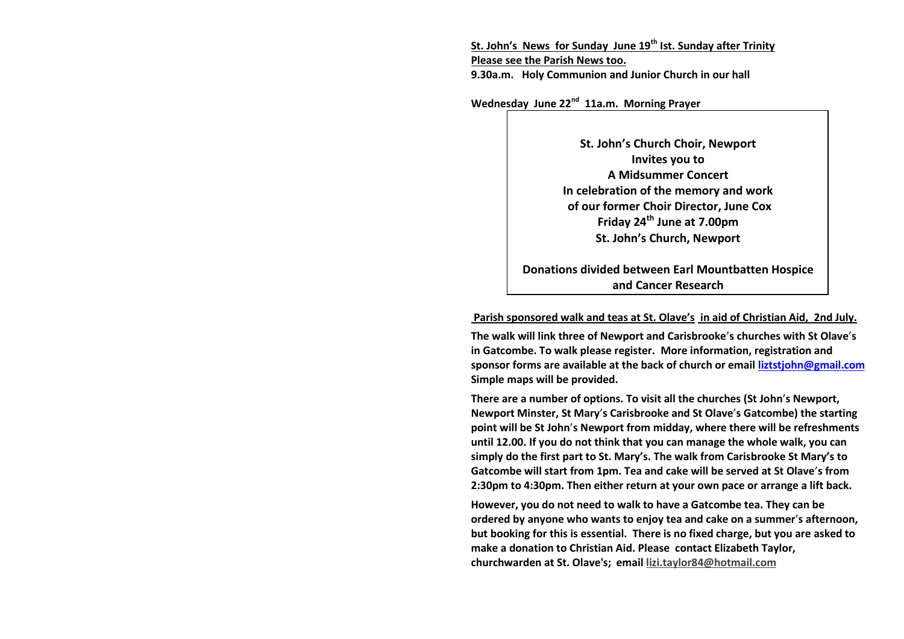**St. John's News for Sunday June 19th Ist. Sunday after Trinity**

**Please see the Parish News too.**

**9.30a.m. Holy Communion and Junior Church in our hall**

**Wednesday June 22nd 11a.m. Morning Prayer**

**St. John's Church Choir, Newport**
**Invites you to**
**A Midsummer Concert**
**In celebration of the memory and work**
**of our former Choir Director, June Cox**
**Friday 24th June at 7.00pm**
**St. John's Church, Newport**

**Donations divided between Earl Mountbatten Hospice and Cancer Research**

**Parish sponsored walk and teas at St. Olave's in aid of Christian Aid, 2nd July.**

**The walk will link three of Newport and Carisbrooke's churches with St Olave's in Gatcombe. To walk please register. More information, registration and sponsor forms are available at the back of church or email liztstjohn@gmail.com Simple maps will be provided.**

**There are a number of options. To visit all the churches (St John's Newport, Newport Minster, St Mary's Carisbrooke and St Olave's Gatcombe) the starting point will be St John's Newport from midday, where there will be refreshments until 12.00. If you do not think that you can manage the whole walk, you can simply do the first part to St. Mary's. The walk from Carisbrooke St Mary's to Gatcombe will start from 1pm. Tea and cake will be served at St Olave's from 2:30pm to 4:30pm. Then either return at your own pace or arrange a lift back.**

**However, you do not need to walk to have a Gatcombe tea. They can be ordered by anyone who wants to enjoy tea and cake on a summer's afternoon, but booking for this is essential. There is no fixed charge, but you are asked to make a donation to Christian Aid. Please contact Elizabeth Taylor, churchwarden at St. Olave's; email lizi.taylor84@hotmail.com**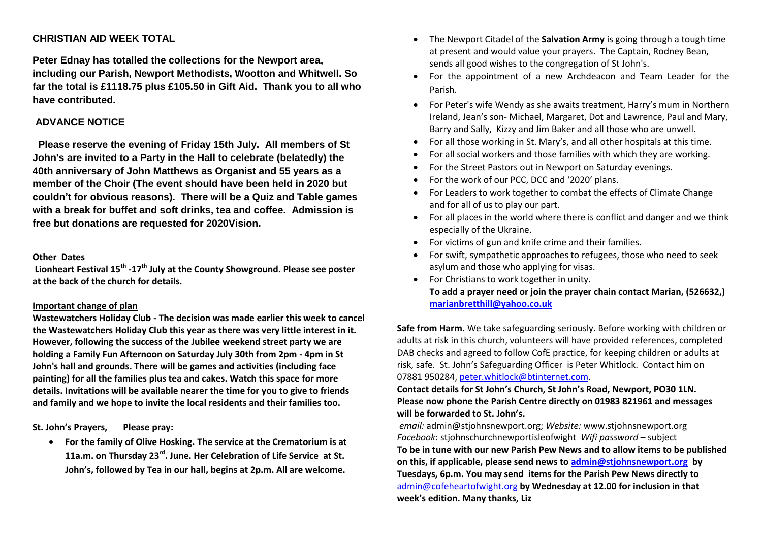## CHRISTIAN AID WEEK TOTAL

**Peter Ednay has totalled the collections for the Newport area, including our Parish, Newport Methodists, Wootton and Whitwell. So far the total is £1118.75 plus £105.50 in Gift Aid. Thank you to all who have contributed.**

## ADVANCE NOTICE

**Please reserve the evening of Friday 15th July. All members of St John's are invited to a Party in the Hall to celebrate (belatedly) the 40th anniversary of John Matthews as Organist and 55 years as a member of the Choir (The event should have been held in 2020 but couldn't for obvious reasons). There will be a Quiz and Table games with a break for buffet and soft drinks, tea and coffee. Admission is free but donations are requested for 2020Vision.**

**Other Dates**

**Lionheart Festival 15th -17th July at the County Showground. Please see poster at the back of the church for details.**

**Important change of plan**

**Wastewatchers Holiday Club - The decision was made earlier this week to cancel the Wastewatchers Holiday Club this year as there was very little interest in it. However, following the success of the Jubilee weekend street party we are holding a Family Fun Afternoon on Saturday July 30th from 2pm - 4pm in St John's hall and grounds. There will be games and activities (including face painting) for all the families plus tea and cakes. Watch this space for more details. Invitations will be available nearer the time for you to give to friends and family and we hope to invite the local residents and their families too.**

**St. John's Prayers, Please pray:**

- **For the family of Olive Hosking. The service at the Crematorium is at 11a.m. on Thursday 23rd. June. Her Celebration of Life Service at St. John's, followed by Tea in our hall, begins at 2p.m. All are welcome.**
- The Newport Citadel of the **Salvation Army** is going through a tough time at present and would value your prayers. The Captain, Rodney Bean, sends all good wishes to the congregation of St John's.
- For the appointment of a new Archdeacon and Team Leader for the Parish.
- For Peter's wife Wendy as she awaits treatment, Harry's mum in Northern Ireland, Jean's son- Michael, Margaret, Dot and Lawrence, Paul and Mary, Barry and Sally, Kizzy and Jim Baker and all those who are unwell.
- For all those working in St. Mary's, and all other hospitals at this time.
- For all social workers and those families with which they are working.
- For the Street Pastors out in Newport on Saturday evenings.
- For the work of our PCC, DCC and '2020' plans.
- For Leaders to work together to combat the effects of Climate Change and for all of us to play our part.
- For all places in the world where there is conflict and danger and we think especially of the Ukraine.
- For victims of gun and knife crime and their families.
- For swift, sympathetic approaches to refugees, those who need to seek asylum and those who applying for visas.
- For Christians to work together in unity.

**To add a prayer need or join the prayer chain contact Marian, (526632,) marianbretthill@yahoo.co.uk**

**Safe from Harm.** We take safeguarding seriously. Before working with children or adults at risk in this church, volunteers will have provided references, completed DAB checks and agreed to follow CofE practice, for keeping children or adults at risk, safe. St. John's Safeguarding Officer is Peter Whitlock. Contact him on 07881 950284, peter.whitlock@btinternet.com.

**Contact details for St John's Church, St John's Road, Newport, PO30 1LN. Please now phone the Parish Centre directly on 01983 821961 and messages will be forwarded to St. John's.**

*email:* admin@stjohnsnewport.org; *Website:* www.stjohnsnewport.org
*Facebook*: stjohnschurchnewportisleofwight *Wifi password* – subject

**To be in tune with our new Parish Pew News and to allow items to be published on this, if applicable, please send news to admin@stjohnsnewport.org by Tuesdays, 6p.m. You may send items for the Parish Pew News directly to** admin@cofeheartofwight.org **by Wednesday at 12.00 for inclusion in that week's edition. Many thanks, Liz**